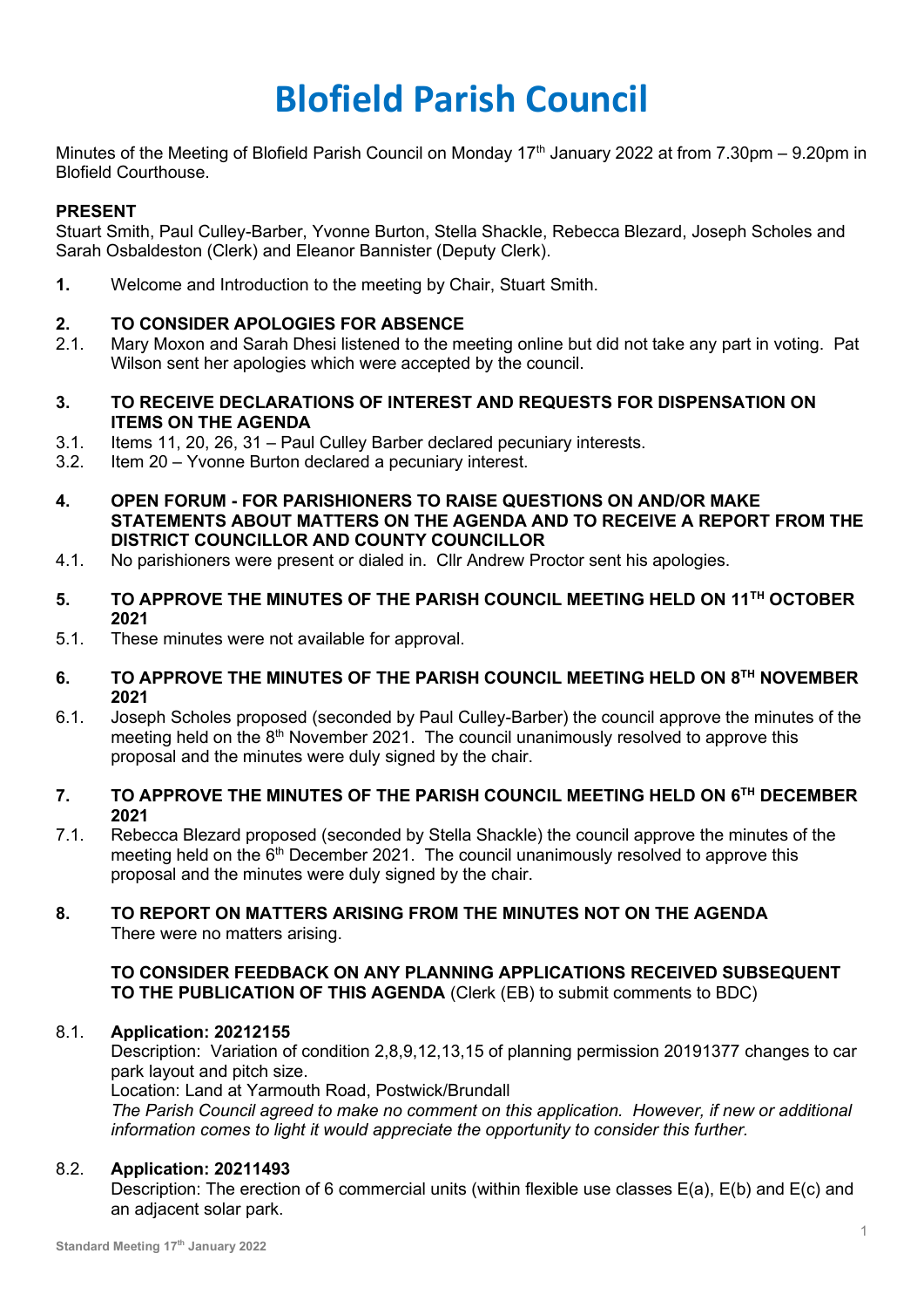# Blofield Parish Council

Minutes of the Meeting of Blofield Parish Council on Monday 17th January 2022 at from 7.30pm – 9.20pm in Blofield Courthouse.

**PRESENT**

Stuart Smith, Paul Culley-Barber, Yvonne Burton, Stella Shackle, Rebecca Blezard, Joseph Scholes and Sarah Osbaldeston (Clerk) and Eleanor Bannister (Deputy Clerk).

**1.** Welcome and Introduction to the meeting by Chair, Stuart Smith.

**2. TO CONSIDER APOLOGIES FOR ABSENCE**

2.1. Mary Moxon and Sarah Dhesi listened to the meeting online but did not take any part in voting. Pat Wilson sent her apologies which were accepted by the council.

**3. TO RECEIVE DECLARATIONS OF INTEREST AND REQUESTS FOR DISPENSATION ON ITEMS ON THE AGENDA**

3.1. Items 11, 20, 26, 31 – Paul Culley Barber declared pecuniary interests.

3.2. Item 20 – Yvonne Burton declared a pecuniary interest.

**4. OPEN FORUM - FOR PARISHIONERS TO RAISE QUESTIONS ON AND/OR MAKE STATEMENTS ABOUT MATTERS ON THE AGENDA AND TO RECEIVE A REPORT FROM THE DISTRICT COUNCILLOR AND COUNTY COUNCILLOR**

4.1. No parishioners were present or dialed in. Cllr Andrew Proctor sent his apologies.

**5. TO APPROVE THE MINUTES OF THE PARISH COUNCIL MEETING HELD ON 11TH OCTOBER 2021**

5.1. These minutes were not available for approval.

**6. TO APPROVE THE MINUTES OF THE PARISH COUNCIL MEETING HELD ON 8TH NOVEMBER 2021**

6.1. Joseph Scholes proposed (seconded by Paul Culley-Barber) the council approve the minutes of the meeting held on the 8th November 2021. The council unanimously resolved to approve this proposal and the minutes were duly signed by the chair.

**7. TO APPROVE THE MINUTES OF THE PARISH COUNCIL MEETING HELD ON 6TH DECEMBER 2021**

7.1. Rebecca Blezard proposed (seconded by Stella Shackle) the council approve the minutes of the meeting held on the 6th December 2021. The council unanimously resolved to approve this proposal and the minutes were duly signed by the chair.

**8. TO REPORT ON MATTERS ARISING FROM THE MINUTES NOT ON THE AGENDA**

There were no matters arising.

**TO CONSIDER FEEDBACK ON ANY PLANNING APPLICATIONS RECEIVED SUBSEQUENT TO THE PUBLICATION OF THIS AGENDA** (Clerk (EB) to submit comments to BDC)

8.1. **Application: 20212155**

Description: Variation of condition 2,8,9,12,13,15 of planning permission 20191377 changes to car park layout and pitch size.

Location: Land at Yarmouth Road, Postwick/Brundall

*The Parish Council agreed to make no comment on this application. However, if new or additional information comes to light it would appreciate the opportunity to consider this further.*

8.2. **Application: 20211493**

Description: The erection of 6 commercial units (within flexible use classes E(a), E(b) and E(c) and an adjacent solar park.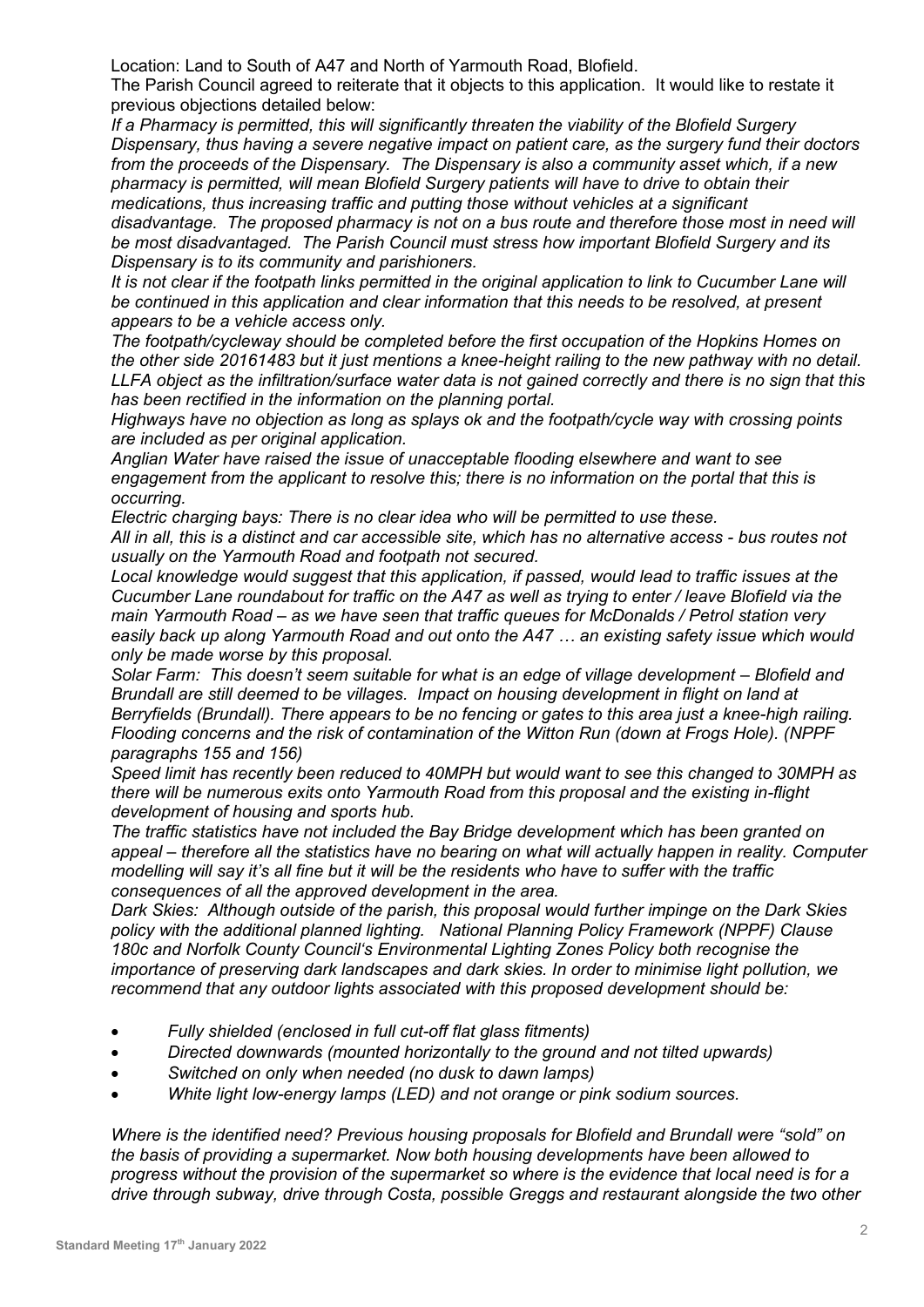Location: Land to South of A47 and North of Yarmouth Road, Blofield.

The Parish Council agreed to reiterate that it objects to this application. It would like to restate it previous objections detailed below:

*If a Pharmacy is permitted, this will significantly threaten the viability of the Blofield Surgery Dispensary, thus having a severe negative impact on patient care, as the surgery fund their doctors from the proceeds of the Dispensary. The Dispensary is also a community asset which, if a new pharmacy is permitted, will mean Blofield Surgery patients will have to drive to obtain their medications, thus increasing traffic and putting those without vehicles at a significant disadvantage. The proposed pharmacy is not on a bus route and therefore those most in need will be most disadvantaged. The Parish Council must stress how important Blofield Surgery and its Dispensary is to its community and parishioners.*

*It is not clear if the footpath links permitted in the original application to link to Cucumber Lane will be continued in this application and clear information that this needs to be resolved, at present appears to be a vehicle access only.*

*The footpath/cycleway should be completed before the first occupation of the Hopkins Homes on the other side 20161483 but it just mentions a knee-height railing to the new pathway with no detail. LLFA object as the infiltration/surface water data is not gained correctly and there is no sign that this has been rectified in the information on the planning portal.*

*Highways have no objection as long as splays ok and the footpath/cycle way with crossing points are included as per original application.*

*Anglian Water have raised the issue of unacceptable flooding elsewhere and want to see engagement from the applicant to resolve this; there is no information on the portal that this is occurring.*

*Electric charging bays: There is no clear idea who will be permitted to use these.*

*All in all, this is a distinct and car accessible site, which has no alternative access - bus routes not usually on the Yarmouth Road and footpath not secured.*

*Local knowledge would suggest that this application, if passed, would lead to traffic issues at the Cucumber Lane roundabout for traffic on the A47 as well as trying to enter / leave Blofield via the main Yarmouth Road – as we have seen that traffic queues for McDonalds / Petrol station very easily back up along Yarmouth Road and out onto the A47 … an existing safety issue which would only be made worse by this proposal.*

*Solar Farm: This doesn't seem suitable for what is an edge of village development – Blofield and Brundall are still deemed to be villages. Impact on housing development in flight on land at Berryfields (Brundall). There appears to be no fencing or gates to this area just a knee-high railing. Flooding concerns and the risk of contamination of the Witton Run (down at Frogs Hole). (NPPF paragraphs 155 and 156)*

*Speed limit has recently been reduced to 40MPH but would want to see this changed to 30MPH as there will be numerous exits onto Yarmouth Road from this proposal and the existing in-flight development of housing and sports hub.*

*The traffic statistics have not included the Bay Bridge development which has been granted on appeal – therefore all the statistics have no bearing on what will actually happen in reality. Computer modelling will say it's all fine but it will be the residents who have to suffer with the traffic consequences of all the approved development in the area.*

*Dark Skies: Although outside of the parish, this proposal would further impinge on the Dark Skies policy with the additional planned lighting. National Planning Policy Framework (NPPF) Clause 180c and Norfolk County Council's Environmental Lighting Zones Policy both recognise the importance of preserving dark landscapes and dark skies. In order to minimise light pollution, we recommend that any outdoor lights associated with this proposed development should be:*

- *Fully shielded (enclosed in full cut-off flat glass fitments)*
- *Directed downwards (mounted horizontally to the ground and not tilted upwards)*
- *Switched on only when needed (no dusk to dawn lamps)*
- *White light low-energy lamps (LED) and not orange or pink sodium sources.*

*Where is the identified need? Previous housing proposals for Blofield and Brundall were "sold" on the basis of providing a supermarket. Now both housing developments have been allowed to progress without the provision of the supermarket so where is the evidence that local need is for a drive through subway, drive through Costa, possible Greggs and restaurant alongside the two other*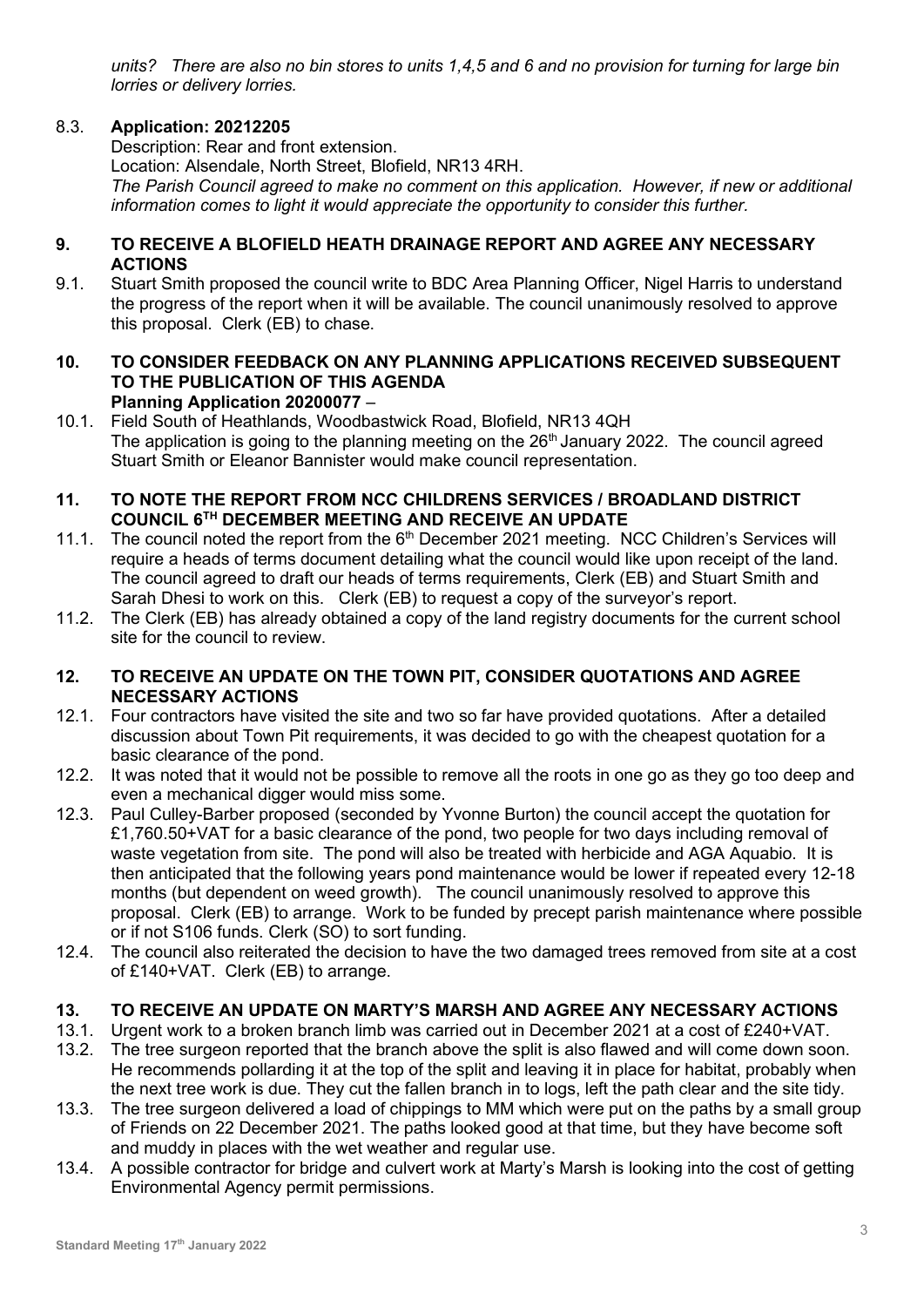*units? There are also no bin stores to units 1,4,5 and 6 and no provision for turning for large bin lorries or delivery lorries.*

8.3. **Application: 20212205**
Description: Rear and front extension.
Location: Alsendale, North Street, Blofield, NR13 4RH.
*The Parish Council agreed to make no comment on this application. However, if new or additional information comes to light it would appreciate the opportunity to consider this further.*

## 9. TO RECEIVE A BLOFIELD HEATH DRAINAGE REPORT AND AGREE ANY NECESSARY ACTIONS

9.1. Stuart Smith proposed the council write to BDC Area Planning Officer, Nigel Harris to understand the progress of the report when it will be available. The council unanimously resolved to approve this proposal. Clerk (EB) to chase.

## 10. TO CONSIDER FEEDBACK ON ANY PLANNING APPLICATIONS RECEIVED SUBSEQUENT TO THE PUBLICATION OF THIS AGENDA

**Planning Application 20200077** –

10.1. Field South of Heathlands, Woodbastwick Road, Blofield, NR13 4QH
The application is going to the planning meeting on the 26th January 2022. The council agreed Stuart Smith or Eleanor Bannister would make council representation.

## 11. TO NOTE THE REPORT FROM NCC CHILDRENS SERVICES / BROADLAND DISTRICT COUNCIL 6TH DECEMBER MEETING AND RECEIVE AN UPDATE

11.1. The council noted the report from the 6th December 2021 meeting. NCC Children's Services will require a heads of terms document detailing what the council would like upon receipt of the land. The council agreed to draft our heads of terms requirements, Clerk (EB) and Stuart Smith and Sarah Dhesi to work on this. Clerk (EB) to request a copy of the surveyor's report.

11.2. The Clerk (EB) has already obtained a copy of the land registry documents for the current school site for the council to review.

## 12. TO RECEIVE AN UPDATE ON THE TOWN PIT, CONSIDER QUOTATIONS AND AGREE NECESSARY ACTIONS

12.1. Four contractors have visited the site and two so far have provided quotations. After a detailed discussion about Town Pit requirements, it was decided to go with the cheapest quotation for a basic clearance of the pond.

12.2. It was noted that it would not be possible to remove all the roots in one go as they go too deep and even a mechanical digger would miss some.

12.3. Paul Culley-Barber proposed (seconded by Yvonne Burton) the council accept the quotation for £1,760.50+VAT for a basic clearance of the pond, two people for two days including removal of waste vegetation from site. The pond will also be treated with herbicide and AGA Aquabio. It is then anticipated that the following years pond maintenance would be lower if repeated every 12-18 months (but dependent on weed growth). The council unanimously resolved to approve this proposal. Clerk (EB) to arrange. Work to be funded by precept parish maintenance where possible or if not S106 funds. Clerk (SO) to sort funding.

12.4. The council also reiterated the decision to have the two damaged trees removed from site at a cost of £140+VAT. Clerk (EB) to arrange.

## 13. TO RECEIVE AN UPDATE ON MARTY'S MARSH AND AGREE ANY NECESSARY ACTIONS

13.1. Urgent work to a broken branch limb was carried out in December 2021 at a cost of £240+VAT.

13.2. The tree surgeon reported that the branch above the split is also flawed and will come down soon. He recommends pollarding it at the top of the split and leaving it in place for habitat, probably when the next tree work is due. They cut the fallen branch in to logs, left the path clear and the site tidy.

13.3. The tree surgeon delivered a load of chippings to MM which were put on the paths by a small group of Friends on 22 December 2021. The paths looked good at that time, but they have become soft and muddy in places with the wet weather and regular use.

13.4. A possible contractor for bridge and culvert work at Marty's Marsh is looking into the cost of getting Environmental Agency permit permissions.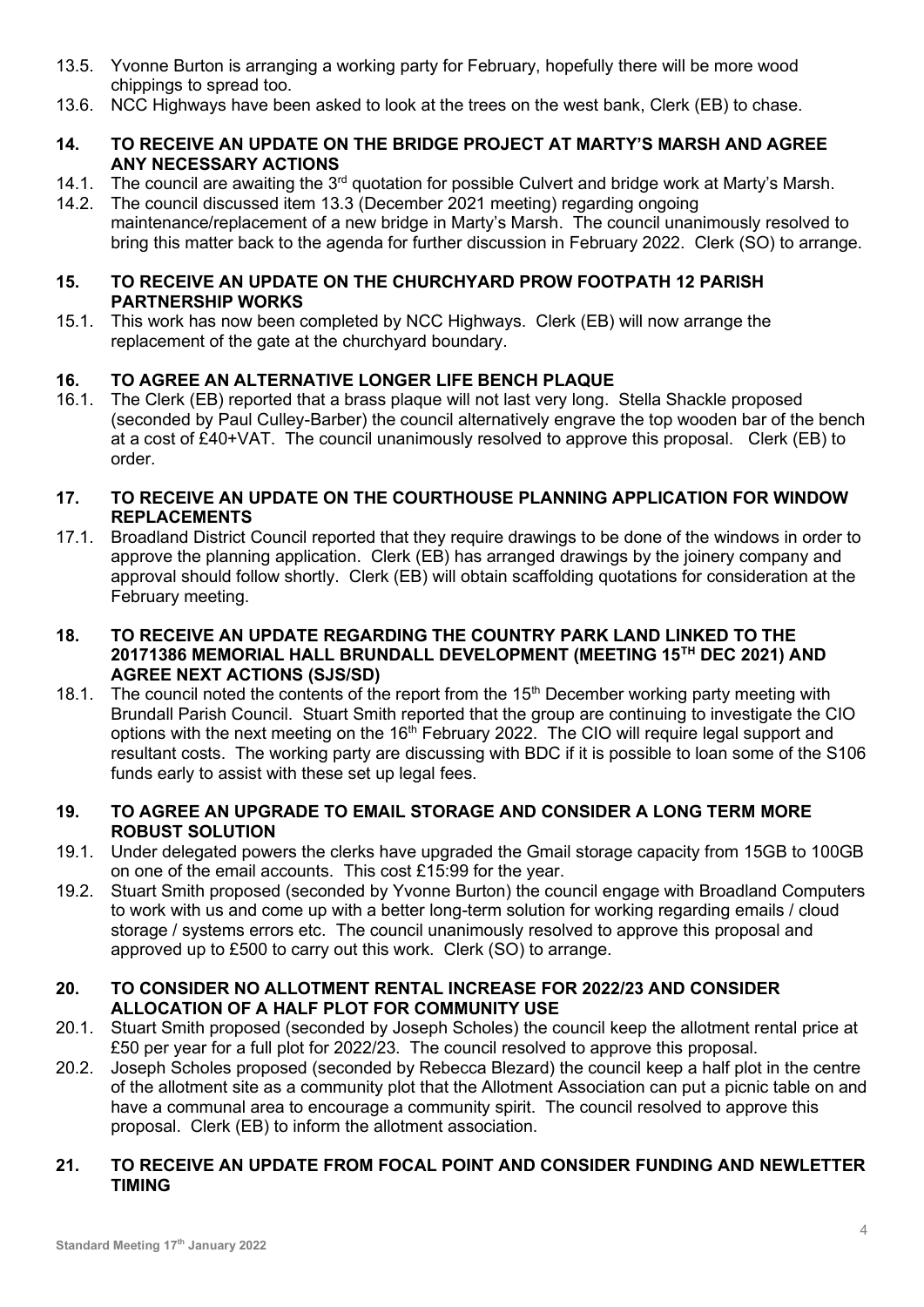13.5. Yvonne Burton is arranging a working party for February, hopefully there will be more wood chippings to spread too.

13.6. NCC Highways have been asked to look at the trees on the west bank, Clerk (EB) to chase.

**14. TO RECEIVE AN UPDATE ON THE BRIDGE PROJECT AT MARTY'S MARSH AND AGREE ANY NECESSARY ACTIONS**

14.1. The council are awaiting the 3rd quotation for possible Culvert and bridge work at Marty's Marsh.

14.2. The council discussed item 13.3 (December 2021 meeting) regarding ongoing maintenance/replacement of a new bridge in Marty's Marsh. The council unanimously resolved to bring this matter back to the agenda for further discussion in February 2022. Clerk (SO) to arrange.

**15. TO RECEIVE AN UPDATE ON THE CHURCHYARD PROW FOOTPATH 12 PARISH PARTNERSHIP WORKS**

15.1. This work has now been completed by NCC Highways. Clerk (EB) will now arrange the replacement of the gate at the churchyard boundary.

**16. TO AGREE AN ALTERNATIVE LONGER LIFE BENCH PLAQUE**

16.1. The Clerk (EB) reported that a brass plaque will not last very long. Stella Shackle proposed (seconded by Paul Culley-Barber) the council alternatively engrave the top wooden bar of the bench at a cost of £40+VAT. The council unanimously resolved to approve this proposal. Clerk (EB) to order.

**17. TO RECEIVE AN UPDATE ON THE COURTHOUSE PLANNING APPLICATION FOR WINDOW REPLACEMENTS**

17.1. Broadland District Council reported that they require drawings to be done of the windows in order to approve the planning application. Clerk (EB) has arranged drawings by the joinery company and approval should follow shortly. Clerk (EB) will obtain scaffolding quotations for consideration at the February meeting.

**18. TO RECEIVE AN UPDATE REGARDING THE COUNTRY PARK LAND LINKED TO THE 20171386 MEMORIAL HALL BRUNDALL DEVELOPMENT (MEETING 15TH DEC 2021) AND AGREE NEXT ACTIONS (SJS/SD)**

18.1. The council noted the contents of the report from the 15th December working party meeting with Brundall Parish Council. Stuart Smith reported that the group are continuing to investigate the CIO options with the next meeting on the 16th February 2022. The CIO will require legal support and resultant costs. The working party are discussing with BDC if it is possible to loan some of the S106 funds early to assist with these set up legal fees.

**19. TO AGREE AN UPGRADE TO EMAIL STORAGE AND CONSIDER A LONG TERM MORE ROBUST SOLUTION**

19.1. Under delegated powers the clerks have upgraded the Gmail storage capacity from 15GB to 100GB on one of the email accounts. This cost £15:99 for the year.

19.2. Stuart Smith proposed (seconded by Yvonne Burton) the council engage with Broadland Computers to work with us and come up with a better long-term solution for working regarding emails / cloud storage / systems errors etc. The council unanimously resolved to approve this proposal and approved up to £500 to carry out this work. Clerk (SO) to arrange.

**20. TO CONSIDER NO ALLOTMENT RENTAL INCREASE FOR 2022/23 AND CONSIDER ALLOCATION OF A HALF PLOT FOR COMMUNITY USE**

20.1. Stuart Smith proposed (seconded by Joseph Scholes) the council keep the allotment rental price at £50 per year for a full plot for 2022/23. The council resolved to approve this proposal.

20.2. Joseph Scholes proposed (seconded by Rebecca Blezard) the council keep a half plot in the centre of the allotment site as a community plot that the Allotment Association can put a picnic table on and have a communal area to encourage a community spirit. The council resolved to approve this proposal. Clerk (EB) to inform the allotment association.

**21. TO RECEIVE AN UPDATE FROM FOCAL POINT AND CONSIDER FUNDING AND NEWLETTER TIMING**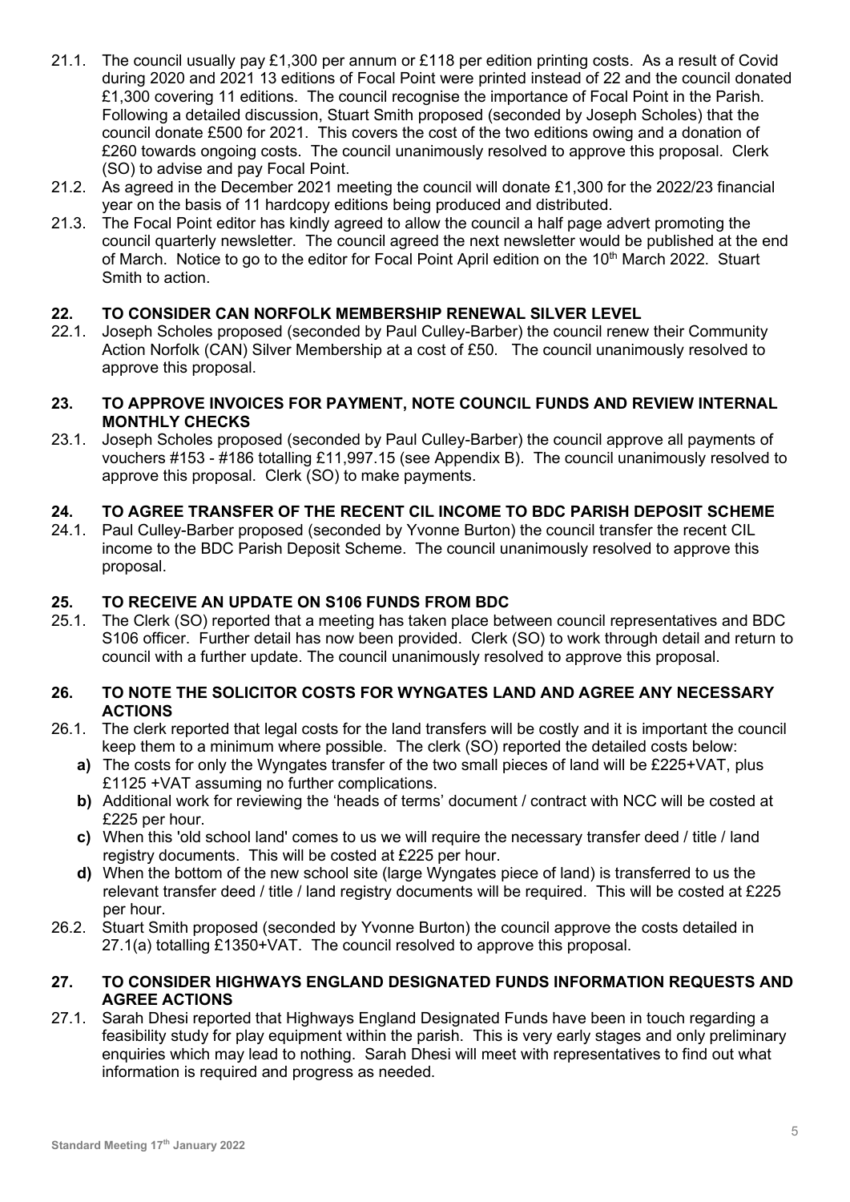21.1. The council usually pay £1,300 per annum or £118 per edition printing costs. As a result of Covid during 2020 and 2021 13 editions of Focal Point were printed instead of 22 and the council donated £1,300 covering 11 editions. The council recognise the importance of Focal Point in the Parish. Following a detailed discussion, Stuart Smith proposed (seconded by Joseph Scholes) that the council donate £500 for 2021. This covers the cost of the two editions owing and a donation of £260 towards ongoing costs. The council unanimously resolved to approve this proposal. Clerk (SO) to advise and pay Focal Point.

21.2. As agreed in the December 2021 meeting the council will donate £1,300 for the 2022/23 financial year on the basis of 11 hardcopy editions being produced and distributed.

21.3. The Focal Point editor has kindly agreed to allow the council a half page advert promoting the council quarterly newsletter. The council agreed the next newsletter would be published at the end of March. Notice to go to the editor for Focal Point April edition on the 10th March 2022. Stuart Smith to action.

## 22. TO CONSIDER CAN NORFOLK MEMBERSHIP RENEWAL SILVER LEVEL

22.1. Joseph Scholes proposed (seconded by Paul Culley-Barber) the council renew their Community Action Norfolk (CAN) Silver Membership at a cost of £50. The council unanimously resolved to approve this proposal.

## 23. TO APPROVE INVOICES FOR PAYMENT, NOTE COUNCIL FUNDS AND REVIEW INTERNAL MONTHLY CHECKS

23.1. Joseph Scholes proposed (seconded by Paul Culley-Barber) the council approve all payments of vouchers #153 - #186 totalling £11,997.15 (see Appendix B). The council unanimously resolved to approve this proposal. Clerk (SO) to make payments.

## 24. TO AGREE TRANSFER OF THE RECENT CIL INCOME TO BDC PARISH DEPOSIT SCHEME

24.1. Paul Culley-Barber proposed (seconded by Yvonne Burton) the council transfer the recent CIL income to the BDC Parish Deposit Scheme. The council unanimously resolved to approve this proposal.

## 25. TO RECEIVE AN UPDATE ON S106 FUNDS FROM BDC

25.1. The Clerk (SO) reported that a meeting has taken place between council representatives and BDC S106 officer. Further detail has now been provided. Clerk (SO) to work through detail and return to council with a further update. The council unanimously resolved to approve this proposal.

## 26. TO NOTE THE SOLICITOR COSTS FOR WYNGATES LAND AND AGREE ANY NECESSARY ACTIONS

26.1. The clerk reported that legal costs for the land transfers will be costly and it is important the council keep them to a minimum where possible. The clerk (SO) reported the detailed costs below:

- **a)** The costs for only the Wyngates transfer of the two small pieces of land will be £225+VAT, plus £1125 +VAT assuming no further complications.
- **b)** Additional work for reviewing the 'heads of terms' document / contract with NCC will be costed at £225 per hour.
- **c)** When this 'old school land' comes to us we will require the necessary transfer deed / title / land registry documents. This will be costed at £225 per hour.
- **d)** When the bottom of the new school site (large Wyngates piece of land) is transferred to us the relevant transfer deed / title / land registry documents will be required. This will be costed at £225 per hour.

26.2. Stuart Smith proposed (seconded by Yvonne Burton) the council approve the costs detailed in 27.1(a) totalling £1350+VAT. The council resolved to approve this proposal.

## 27. TO CONSIDER HIGHWAYS ENGLAND DESIGNATED FUNDS INFORMATION REQUESTS AND AGREE ACTIONS

27.1. Sarah Dhesi reported that Highways England Designated Funds have been in touch regarding a feasibility study for play equipment within the parish. This is very early stages and only preliminary enquiries which may lead to nothing. Sarah Dhesi will meet with representatives to find out what information is required and progress as needed.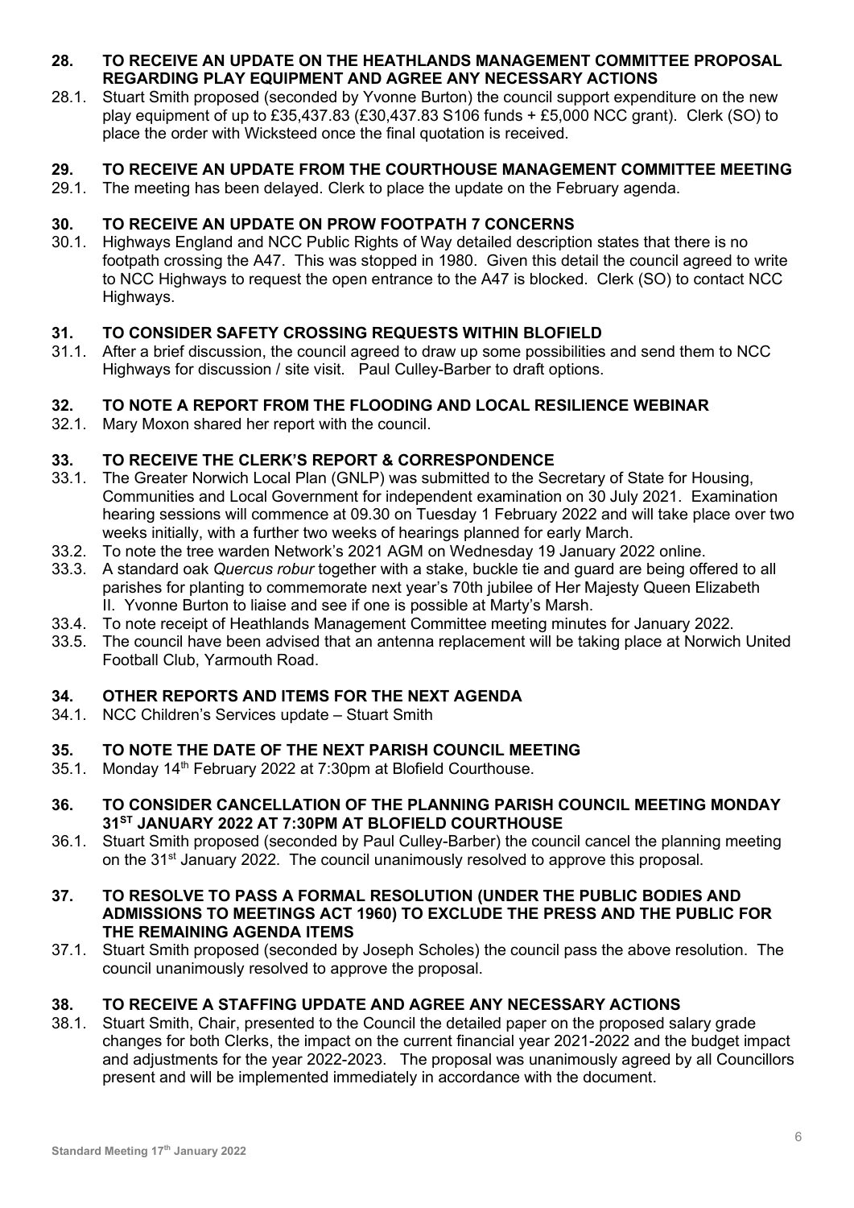## 28. TO RECEIVE AN UPDATE ON THE HEATHLANDS MANAGEMENT COMMITTEE PROPOSAL REGARDING PLAY EQUIPMENT AND AGREE ANY NECESSARY ACTIONS

28.1. Stuart Smith proposed (seconded by Yvonne Burton) the council support expenditure on the new play equipment of up to £35,437.83 (£30,437.83 S106 funds + £5,000 NCC grant). Clerk (SO) to place the order with Wicksteed once the final quotation is received.

## 29. TO RECEIVE AN UPDATE FROM THE COURTHOUSE MANAGEMENT COMMITTEE MEETING

29.1. The meeting has been delayed. Clerk to place the update on the February agenda.

## 30. TO RECEIVE AN UPDATE ON PROW FOOTPATH 7 CONCERNS

30.1. Highways England and NCC Public Rights of Way detailed description states that there is no footpath crossing the A47. This was stopped in 1980. Given this detail the council agreed to write to NCC Highways to request the open entrance to the A47 is blocked. Clerk (SO) to contact NCC Highways.

## 31. TO CONSIDER SAFETY CROSSING REQUESTS WITHIN BLOFIELD

31.1. After a brief discussion, the council agreed to draw up some possibilities and send them to NCC Highways for discussion / site visit. Paul Culley-Barber to draft options.

## 32. TO NOTE A REPORT FROM THE FLOODING AND LOCAL RESILIENCE WEBINAR

32.1. Mary Moxon shared her report with the council.

## 33. TO RECEIVE THE CLERK'S REPORT & CORRESPONDENCE

33.1. The Greater Norwich Local Plan (GNLP) was submitted to the Secretary of State for Housing, Communities and Local Government for independent examination on 30 July 2021. Examination hearing sessions will commence at 09.30 on Tuesday 1 February 2022 and will take place over two weeks initially, with a further two weeks of hearings planned for early March.

33.2. To note the tree warden Network's 2021 AGM on Wednesday 19 January 2022 online.

33.3. A standard oak *Quercus robur* together with a stake, buckle tie and guard are being offered to all parishes for planting to commemorate next year's 70th jubilee of Her Majesty Queen Elizabeth II. Yvonne Burton to liaise and see if one is possible at Marty's Marsh.

33.4. To note receipt of Heathlands Management Committee meeting minutes for January 2022.

33.5. The council have been advised that an antenna replacement will be taking place at Norwich United Football Club, Yarmouth Road.

## 34. OTHER REPORTS AND ITEMS FOR THE NEXT AGENDA

34.1. NCC Children's Services update – Stuart Smith

## 35. TO NOTE THE DATE OF THE NEXT PARISH COUNCIL MEETING

35.1. Monday 14th February 2022 at 7:30pm at Blofield Courthouse.

## 36. TO CONSIDER CANCELLATION OF THE PLANNING PARISH COUNCIL MEETING MONDAY 31ST JANUARY 2022 AT 7:30PM AT BLOFIELD COURTHOUSE

36.1. Stuart Smith proposed (seconded by Paul Culley-Barber) the council cancel the planning meeting on the 31st January 2022. The council unanimously resolved to approve this proposal.

## 37. TO RESOLVE TO PASS A FORMAL RESOLUTION (UNDER THE PUBLIC BODIES AND ADMISSIONS TO MEETINGS ACT 1960) TO EXCLUDE THE PRESS AND THE PUBLIC FOR THE REMAINING AGENDA ITEMS

37.1. Stuart Smith proposed (seconded by Joseph Scholes) the council pass the above resolution. The council unanimously resolved to approve the proposal.

## 38. TO RECEIVE A STAFFING UPDATE AND AGREE ANY NECESSARY ACTIONS

38.1. Stuart Smith, Chair, presented to the Council the detailed paper on the proposed salary grade changes for both Clerks, the impact on the current financial year 2021-2022 and the budget impact and adjustments for the year 2022-2023. The proposal was unanimously agreed by all Councillors present and will be implemented immediately in accordance with the document.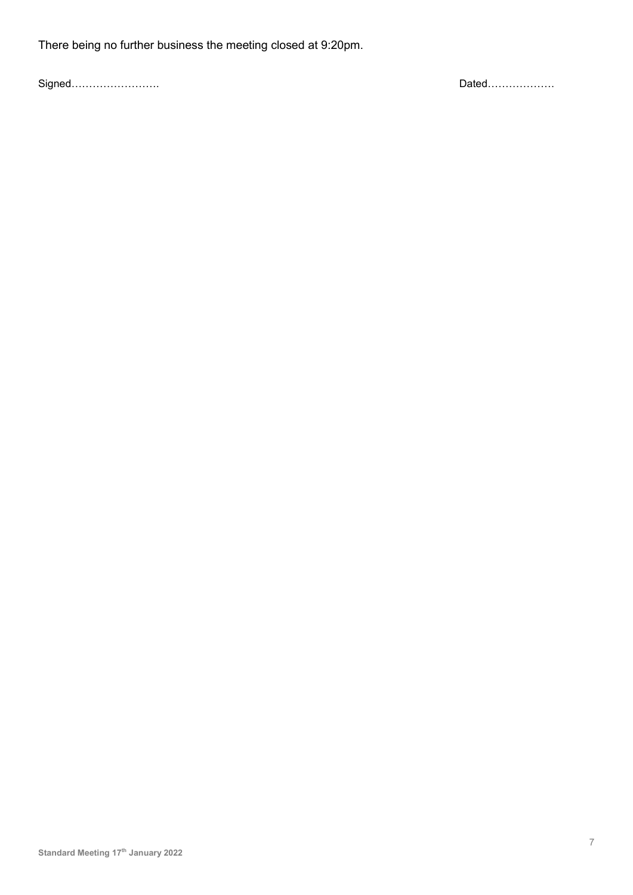There being no further business the meeting closed at 9:20pm.

Signed……………………. Dated………………